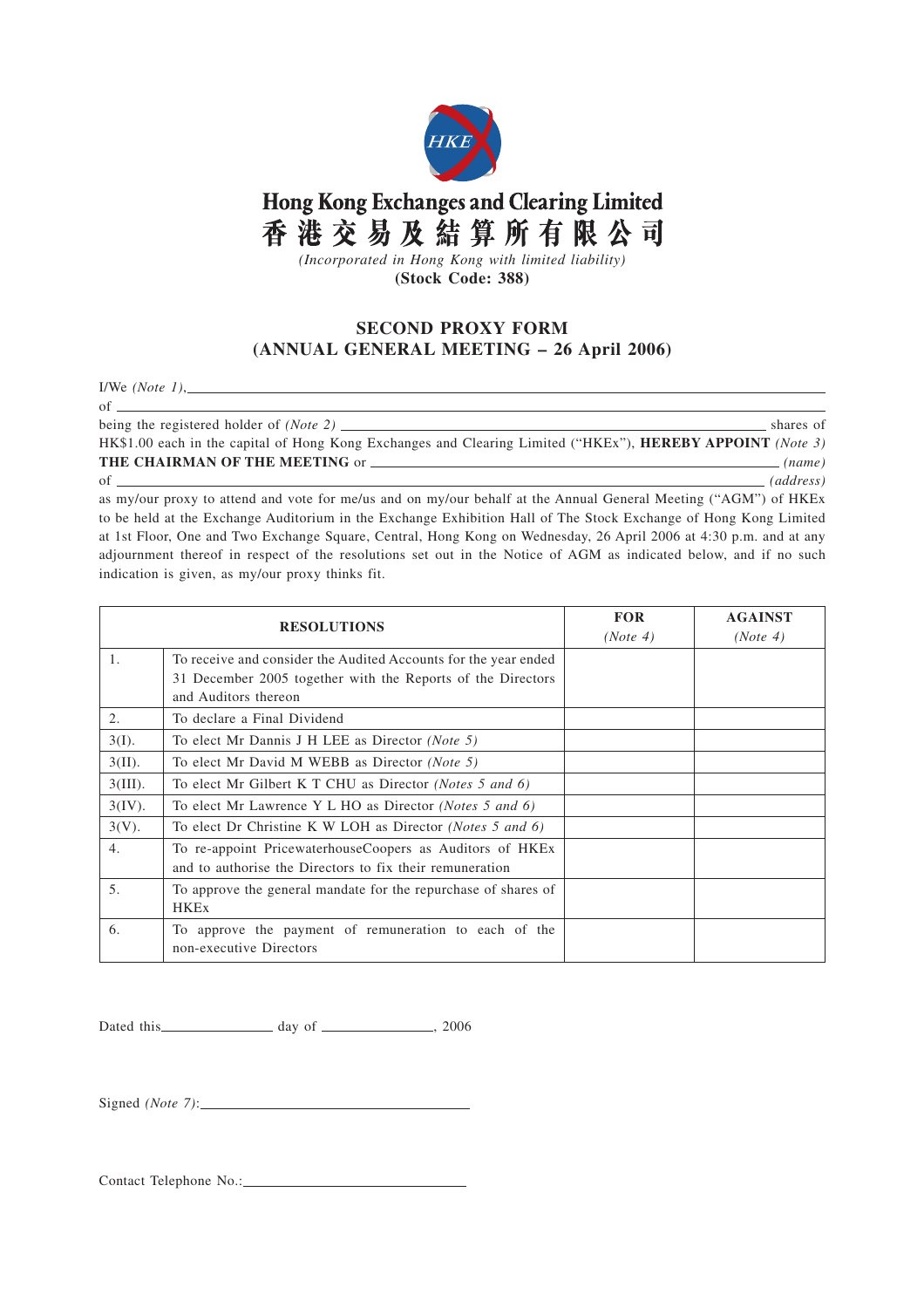# Hong Kong Exchanges and Clearing Limited

# 香港交易及結算所有限公司

*(Incorporated in Hong Kong with limited liability)*

**(Stock Code: 388)**

## SECOND PROXY FORM
## (ANNUAL GENERAL MEETING – 26 April 2006)

I/We *(Note 1)*, ______________________________________________________________

of ______________________________________________________________

being the registered holder of *(Note 2)* ______________________________ shares of HK$1.00 each in the capital of Hong Kong Exchanges and Clearing Limited ("HKEx"), **HEREBY APPOINT** *(Note 3)* **THE CHAIRMAN OF THE MEETING** or ______________________________ *(name)*

of ______________________________ *(address)*

as my/our proxy to attend and vote for me/us and on my/our behalf at the Annual General Meeting ("AGM") of HKEx to be held at the Exchange Auditorium in the Exchange Exhibition Hall of The Stock Exchange of Hong Kong Limited at 1st Floor, One and Two Exchange Square, Central, Hong Kong on Wednesday, 26 April 2006 at 4:30 p.m. and at any adjournment thereof in respect of the resolutions set out in the Notice of AGM as indicated below, and if no such indication is given, as my/our proxy thinks fit.

| RESOLUTIONS | | FOR *(Note 4)* | AGAINST *(Note 4)* |
|---|---|---|---|
| 1. | To receive and consider the Audited Accounts for the year ended 31 December 2005 together with the Reports of the Directors and Auditors thereon | | |
| 2. | To declare a Final Dividend | | |
| 3(I). | To elect Mr Dannis J H LEE as Director *(Note 5)* | | |
| 3(II). | To elect Mr David M WEBB as Director *(Note 5)* | | |
| 3(III). | To elect Mr Gilbert K T CHU as Director *(Notes 5 and 6)* | | |
| 3(IV). | To elect Mr Lawrence Y L HO as Director *(Notes 5 and 6)* | | |
| 3(V). | To elect Dr Christine K W LOH as Director *(Notes 5 and 6)* | | |
| 4. | To re-appoint PricewaterhouseCoopers as Auditors of HKEx and to authorise the Directors to fix their remuneration | | |
| 5. | To approve the general mandate for the repurchase of shares of HKEx | | |
| 6. | To approve the payment of remuneration to each of the non-executive Directors | | |

Dated this ______________ day of ______________, 2006

Signed *(Note 7)*: ______________________________

Contact Telephone No.: ______________________________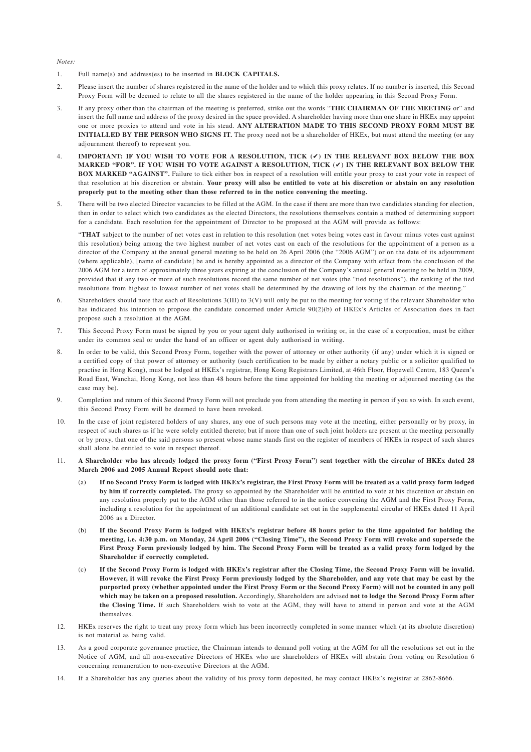*Notes:*

1. Full name(s) and address(es) to be inserted in **BLOCK CAPITALS.**

2. Please insert the number of shares registered in the name of the holder and to which this proxy relates. If no number is inserted, this Second Proxy Form will be deemed to relate to all the shares registered in the name of the holder appearing in this Second Proxy Form.

3. If any proxy other than the chairman of the meeting is preferred, strike out the words "**THE CHAIRMAN OF THE MEETING** or" and insert the full name and address of the proxy desired in the space provided. A shareholder having more than one share in HKEx may appoint one or more proxies to attend and vote in his stead. **ANY ALTERATION MADE TO THIS SECOND PROXY FORM MUST BE INITIALLED BY THE PERSON WHO SIGNS IT.** The proxy need not be a shareholder of HKEx, but must attend the meeting (or any adjournment thereof) to represent you.

4. **IMPORTANT: IF YOU WISH TO VOTE FOR A RESOLUTION, TICK (✔) IN THE RELEVANT BOX BELOW THE BOX MARKED "FOR". IF YOU WISH TO VOTE AGAINST A RESOLUTION, TICK (✔) IN THE RELEVANT BOX BELOW THE BOX MARKED "AGAINST".** Failure to tick either box in respect of a resolution will entitle your proxy to cast your vote in respect of that resolution at his discretion or abstain. **Your proxy will also be entitled to vote at his discretion or abstain on any resolution properly put to the meeting other than those referred to in the notice convening the meeting.**

5. There will be two elected Director vacancies to be filled at the AGM. In the case if there are more than two candidates standing for election, then in order to select which two candidates as the elected Directors, the resolutions themselves contain a method of determining support for a candidate. Each resolution for the appointment of Director to be proposed at the AGM will provide as follows:

   "**THAT** subject to the number of net votes cast in relation to this resolution (net votes being votes cast in favour minus votes cast against this resolution) being among the two highest number of net votes cast on each of the resolutions for the appointment of a person as a director of the Company at the annual general meeting to be held on 26 April 2006 (the "2006 AGM") or on the date of its adjournment (where applicable), [name of candidate] be and is hereby appointed as a director of the Company with effect from the conclusion of the 2006 AGM for a term of approximately three years expiring at the conclusion of the Company's annual general meeting to be held in 2009, provided that if any two or more of such resolutions record the same number of net votes (the "tied resolutions"), the ranking of the tied resolutions from highest to lowest number of net votes shall be determined by the drawing of lots by the chairman of the meeting."

6. Shareholders should note that each of Resolutions 3(III) to 3(V) will only be put to the meeting for voting if the relevant Shareholder who has indicated his intention to propose the candidate concerned under Article 90(2)(b) of HKEx's Articles of Association does in fact propose such a resolution at the AGM.

7. This Second Proxy Form must be signed by you or your agent duly authorised in writing or, in the case of a corporation, must be either under its common seal or under the hand of an officer or agent duly authorised in writing.

8. In order to be valid, this Second Proxy Form, together with the power of attorney or other authority (if any) under which it is signed or a certified copy of that power of attorney or authority (such certification to be made by either a notary public or a solicitor qualified to practise in Hong Kong), must be lodged at HKEx's registrar, Hong Kong Registrars Limited, at 46th Floor, Hopewell Centre, 183 Queen's Road East, Wanchai, Hong Kong, not less than 48 hours before the time appointed for holding the meeting or adjourned meeting (as the case may be).

9. Completion and return of this Second Proxy Form will not preclude you from attending the meeting in person if you so wish. In such event, this Second Proxy Form will be deemed to have been revoked.

10. In the case of joint registered holders of any shares, any one of such persons may vote at the meeting, either personally or by proxy, in respect of such shares as if he were solely entitled thereto; but if more than one of such joint holders are present at the meeting personally or by proxy, that one of the said persons so present whose name stands first on the register of members of HKEx in respect of such shares shall alone be entitled to vote in respect thereof.

11. **A Shareholder who has already lodged the proxy form ("First Proxy Form") sent together with the circular of HKEx dated 28 March 2006 and 2005 Annual Report should note that:**

    (a) **If no Second Proxy Form is lodged with HKEx's registrar, the First Proxy Form will be treated as a valid proxy form lodged by him if correctly completed.** The proxy so appointed by the Shareholder will be entitled to vote at his discretion or abstain on any resolution properly put to the AGM other than those referred to in the notice convening the AGM and the First Proxy Form, including a resolution for the appointment of an additional candidate set out in the supplemental circular of HKEx dated 11 April 2006 as a Director.

    (b) **If the Second Proxy Form is lodged with HKEx's registrar before 48 hours prior to the time appointed for holding the meeting, i.e. 4:30 p.m. on Monday, 24 April 2006 ("Closing Time"), the Second Proxy Form will revoke and supersede the First Proxy Form previously lodged by him. The Second Proxy Form will be treated as a valid proxy form lodged by the Shareholder if correctly completed.**

    (c) **If the Second Proxy Form is lodged with HKEx's registrar after the Closing Time, the Second Proxy Form will be invalid. However, it will revoke the First Proxy Form previously lodged by the Shareholder, and any vote that may be cast by the purported proxy (whether appointed under the First Proxy Form or the Second Proxy Form) will not be counted in any poll which may be taken on a proposed resolution.** Accordingly, Shareholders are advised **not to lodge the Second Proxy Form after the Closing Time.** If such Shareholders wish to vote at the AGM, they will have to attend in person and vote at the AGM themselves.

12. HKEx reserves the right to treat any proxy form which has been incorrectly completed in some manner which (at its absolute discretion) is not material as being valid.

13. As a good corporate governance practice, the Chairman intends to demand poll voting at the AGM for all the resolutions set out in the Notice of AGM, and all non-executive Directors of HKEx who are shareholders of HKEx will abstain from voting on Resolution 6 concerning remuneration to non-executive Directors at the AGM.

14. If a Shareholder has any queries about the validity of his proxy form deposited, he may contact HKEx's registrar at 2862-8666.